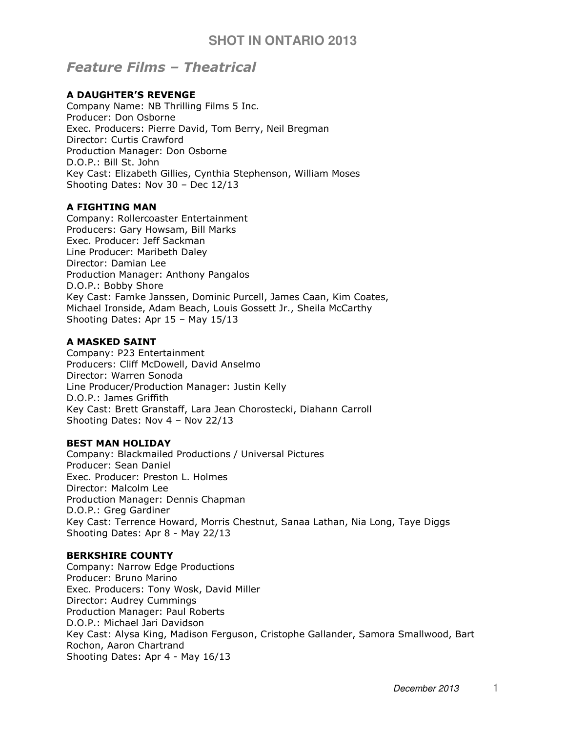# SHOT IN ONTARIO 2013

## *Feature Films – Theatrical*

**A DAUGHTER'S REVENGE**
Company Name: NB Thrilling Films 5 Inc.
Producer: Don Osborne
Exec. Producers: Pierre David, Tom Berry, Neil Bregman
Director: Curtis Crawford
Production Manager: Don Osborne
D.O.P.: Bill St. John
Key Cast: Elizabeth Gillies, Cynthia Stephenson, William Moses
Shooting Dates: Nov 30 – Dec 12/13

**A FIGHTING MAN**
Company: Rollercoaster Entertainment
Producers: Gary Howsam, Bill Marks
Exec. Producer: Jeff Sackman
Line Producer: Maribeth Daley
Director: Damian Lee
Production Manager: Anthony Pangalos
D.O.P.: Bobby Shore
Key Cast: Famke Janssen, Dominic Purcell, James Caan, Kim Coates, Michael Ironside, Adam Beach, Louis Gossett Jr., Sheila McCarthy
Shooting Dates: Apr 15 – May 15/13

**A MASKED SAINT**
Company: P23 Entertainment
Producers: Cliff McDowell, David Anselmo
Director: Warren Sonoda
Line Producer/Production Manager: Justin Kelly
D.O.P.: James Griffith
Key Cast: Brett Granstaff, Lara Jean Chorostecki, Diahann Carroll
Shooting Dates: Nov 4 – Nov 22/13

**BEST MAN HOLIDAY**
Company: Blackmailed Productions / Universal Pictures
Producer: Sean Daniel
Exec. Producer: Preston L. Holmes
Director: Malcolm Lee
Production Manager: Dennis Chapman
D.O.P.: Greg Gardiner
Key Cast: Terrence Howard, Morris Chestnut, Sanaa Lathan, Nia Long, Taye Diggs
Shooting Dates: Apr 8 - May 22/13

**BERKSHIRE COUNTY**
Company: Narrow Edge Productions
Producer: Bruno Marino
Exec. Producers: Tony Wosk, David Miller
Director: Audrey Cummings
Production Manager: Paul Roberts
D.O.P.: Michael Jari Davidson
Key Cast: Alysa King, Madison Ferguson, Cristophe Gallander, Samora Smallwood, Bart Rochon, Aaron Chartrand
Shooting Dates: Apr 4 - May 16/13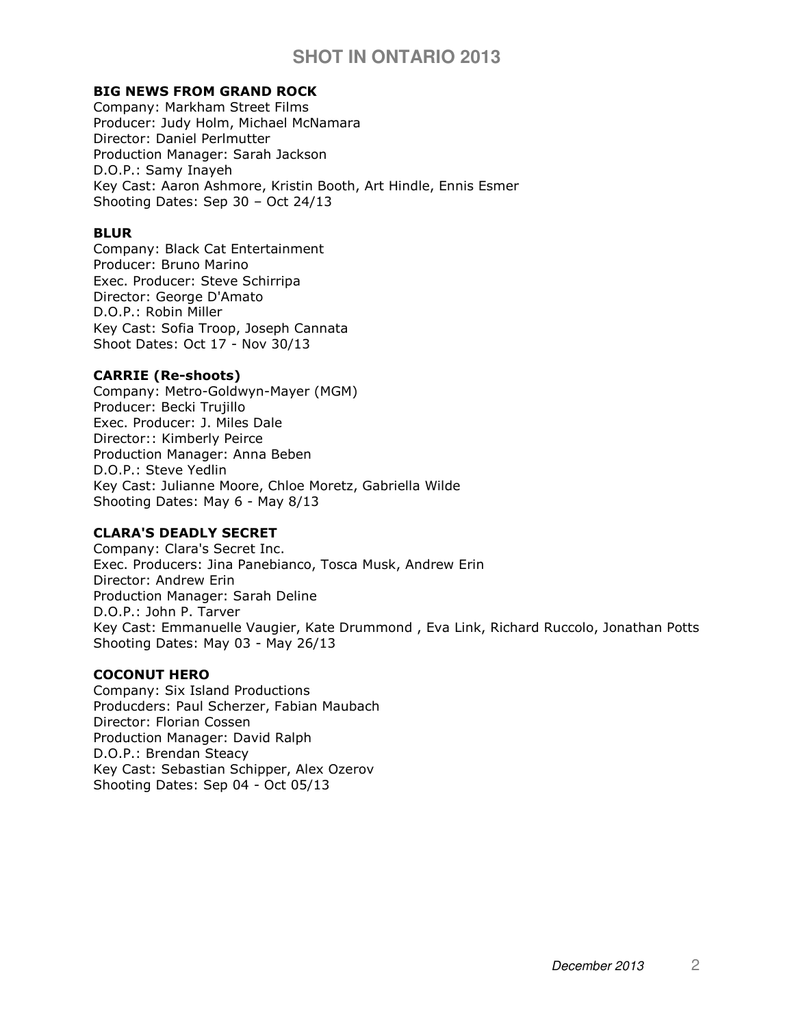# SHOT IN ONTARIO 2013

**BIG NEWS FROM GRAND ROCK**
Company: Markham Street Films
Producer: Judy Holm, Michael McNamara
Director: Daniel Perlmutter
Production Manager: Sarah Jackson
D.O.P.: Samy Inayeh
Key Cast: Aaron Ashmore, Kristin Booth, Art Hindle, Ennis Esmer
Shooting Dates: Sep 30 – Oct 24/13

**BLUR**
Company: Black Cat Entertainment
Producer: Bruno Marino
Exec. Producer: Steve Schirripa
Director: George D'Amato
D.O.P.: Robin Miller
Key Cast: Sofia Troop, Joseph Cannata
Shoot Dates: Oct 17 - Nov 30/13

**CARRIE (Re-shoots)**
Company: Metro-Goldwyn-Mayer (MGM)
Producer: Becki Trujillo
Exec. Producer: J. Miles Dale
Director:: Kimberly Peirce
Production Manager: Anna Beben
D.O.P.: Steve Yedlin
Key Cast: Julianne Moore, Chloe Moretz, Gabriella Wilde
Shooting Dates: May 6 - May 8/13

**CLARA'S DEADLY SECRET**
Company: Clara's Secret Inc.
Exec. Producers: Jina Panebianco, Tosca Musk, Andrew Erin
Director: Andrew Erin
Production Manager: Sarah Deline
D.O.P.: John P. Tarver
Key Cast: Emmanuelle Vaugier, Kate Drummond , Eva Link, Richard Ruccolo, Jonathan Potts
Shooting Dates: May 03 - May 26/13

**COCONUT HERO**
Company: Six Island Productions
Producders: Paul Scherzer, Fabian Maubach
Director: Florian Cossen
Production Manager: David Ralph
D.O.P.: Brendan Steacy
Key Cast: Sebastian Schipper, Alex Ozerov
Shooting Dates: Sep 04 - Oct 05/13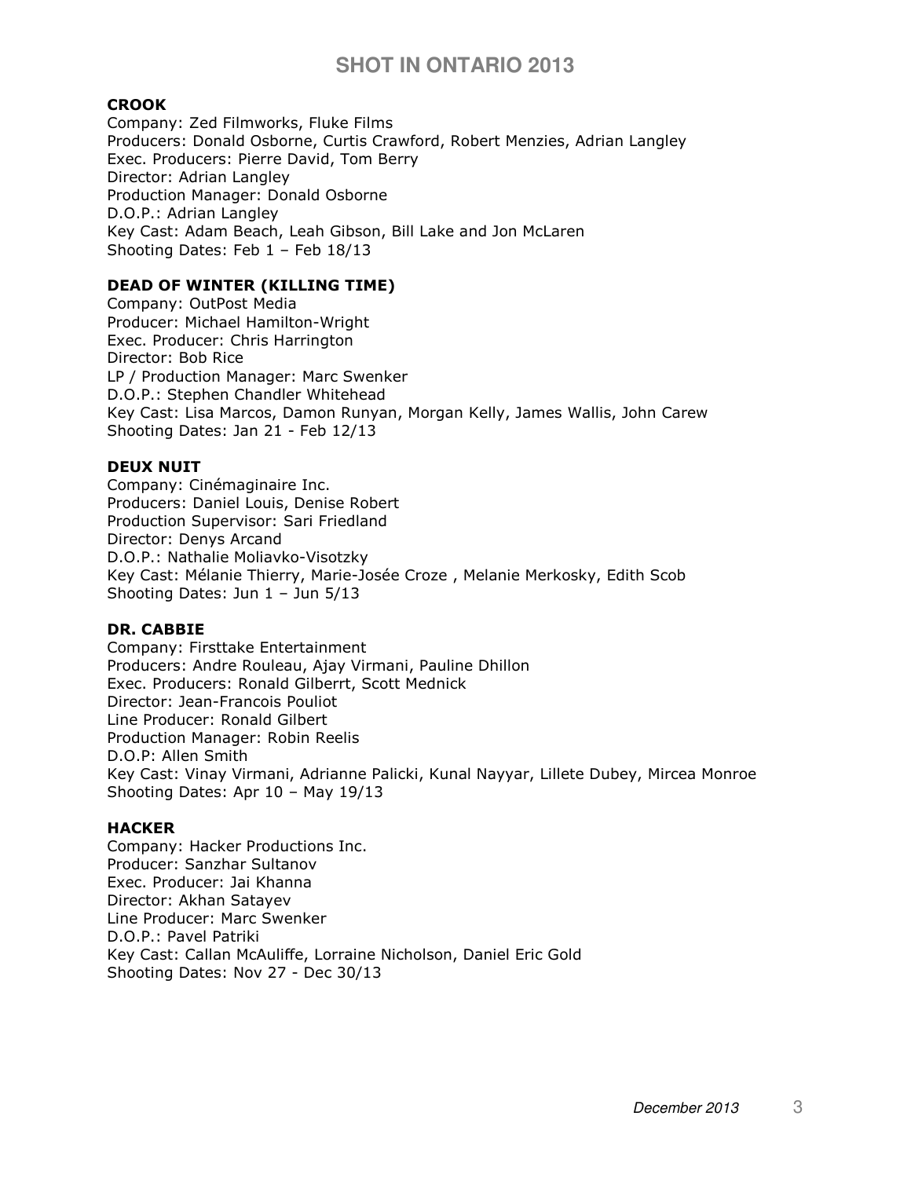# SHOT IN ONTARIO 2013

**CROOK**
Company: Zed Filmworks, Fluke Films
Producers: Donald Osborne, Curtis Crawford, Robert Menzies, Adrian Langley
Exec. Producers: Pierre David, Tom Berry
Director: Adrian Langley
Production Manager: Donald Osborne
D.O.P.: Adrian Langley
Key Cast: Adam Beach, Leah Gibson, Bill Lake and Jon McLaren
Shooting Dates: Feb 1 – Feb 18/13

**DEAD OF WINTER (KILLING TIME)**
Company: OutPost Media
Producer: Michael Hamilton-Wright
Exec. Producer: Chris Harrington
Director: Bob Rice
LP / Production Manager: Marc Swenker
D.O.P.: Stephen Chandler Whitehead
Key Cast: Lisa Marcos, Damon Runyan, Morgan Kelly, James Wallis, John Carew
Shooting Dates: Jan 21 - Feb 12/13

**DEUX NUIT**
Company: Cinémaginaire Inc.
Producers: Daniel Louis, Denise Robert
Production Supervisor: Sari Friedland
Director: Denys Arcand
D.O.P.: Nathalie Moliavko-Visotzky
Key Cast: Mélanie Thierry, Marie-Josée Croze , Melanie Merkosky, Edith Scob
Shooting Dates: Jun 1 – Jun 5/13

**DR. CABBIE**
Company: Firsttake Entertainment
Producers: Andre Rouleau, Ajay Virmani, Pauline Dhillon
Exec. Producers: Ronald Gilberrt, Scott Mednick
Director: Jean-Francois Pouliot
Line Producer: Ronald Gilbert
Production Manager: Robin Reelis
D.O.P: Allen Smith
Key Cast: Vinay Virmani, Adrianne Palicki, Kunal Nayyar, Lillete Dubey, Mircea Monroe
Shooting Dates: Apr 10 – May 19/13

**HACKER**
Company: Hacker Productions Inc.
Producer: Sanzhar Sultanov
Exec. Producer: Jai Khanna
Director: Akhan Satayev
Line Producer: Marc Swenker
D.O.P.: Pavel Patriki
Key Cast: Callan McAuliffe, Lorraine Nicholson, Daniel Eric Gold
Shooting Dates: Nov 27 - Dec 30/13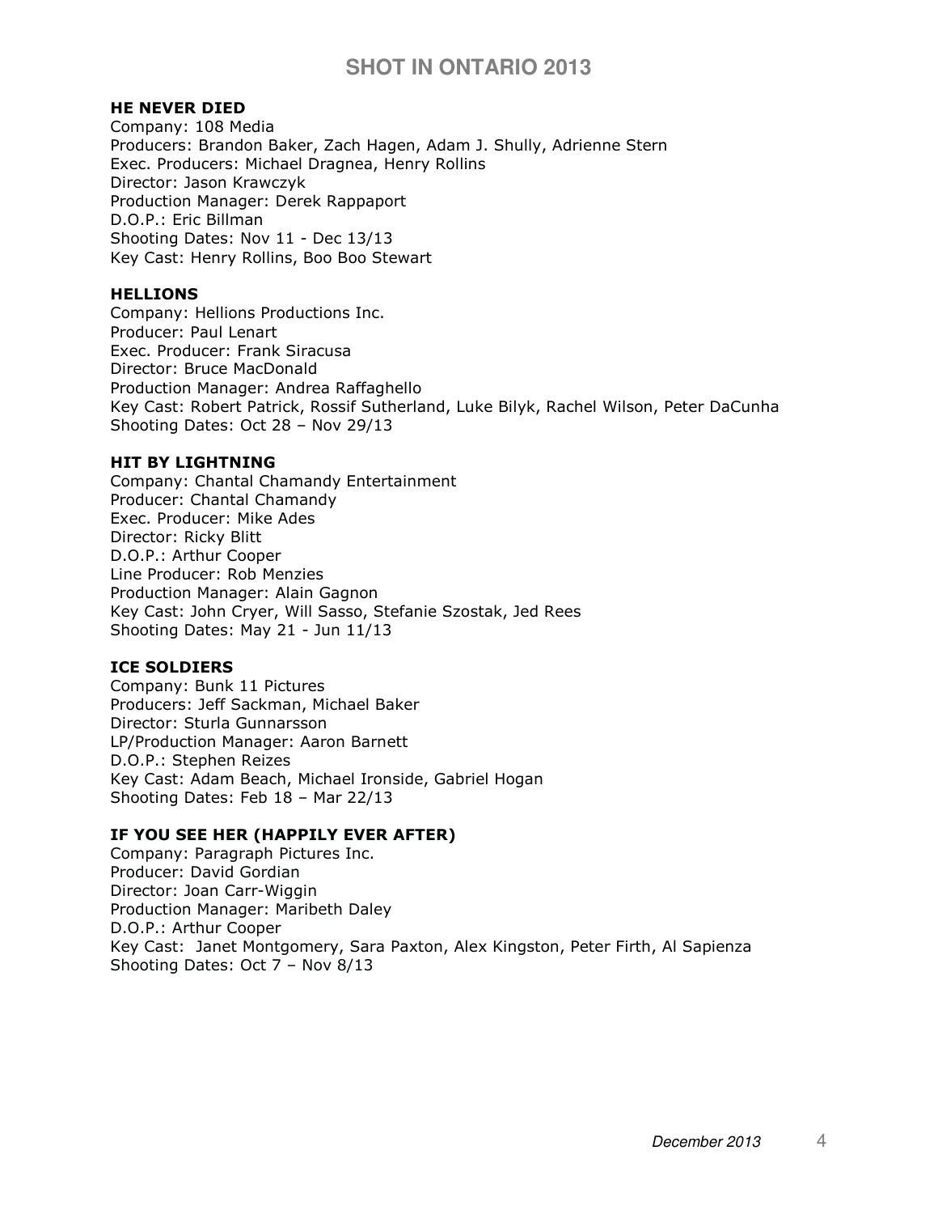### HE NEVER DIED

Company: 108 Media
Producers: Brandon Baker, Zach Hagen, Adam J. Shully, Adrienne Stern
Exec. Producers: Michael Dragnea, Henry Rollins
Director: Jason Krawczyk
Production Manager: Derek Rappaport
D.O.P.: Eric Billman
Shooting Dates: Nov 11 - Dec 13/13
Key Cast: Henry Rollins, Boo Boo Stewart

### HELLIONS

Company: Hellions Productions Inc.
Producer: Paul Lenart
Exec. Producer: Frank Siracusa
Director: Bruce MacDonald
Production Manager: Andrea Raffaghello
Key Cast: Robert Patrick, Rossif Sutherland, Luke Bilyk, Rachel Wilson, Peter DaCunha
Shooting Dates: Oct 28 – Nov 29/13

### HIT BY LIGHTNING

Company: Chantal Chamandy Entertainment
Producer: Chantal Chamandy
Exec. Producer: Mike Ades
Director: Ricky Blitt
D.O.P.: Arthur Cooper
Line Producer: Rob Menzies
Production Manager: Alain Gagnon
Key Cast: John Cryer, Will Sasso, Stefanie Szostak, Jed Rees
Shooting Dates: May 21 - Jun 11/13

### ICE SOLDIERS

Company: Bunk 11 Pictures
Producers: Jeff Sackman, Michael Baker
Director: Sturla Gunnarsson
LP/Production Manager: Aaron Barnett
D.O.P.: Stephen Reizes
Key Cast: Adam Beach, Michael Ironside, Gabriel Hogan
Shooting Dates: Feb 18 – Mar 22/13

### IF YOU SEE HER (HAPPILY EVER AFTER)

Company: Paragraph Pictures Inc.
Producer: David Gordian
Director: Joan Carr-Wiggin
Production Manager: Maribeth Daley
D.O.P.: Arthur Cooper
Key Cast: Janet Montgomery, Sara Paxton, Alex Kingston, Peter Firth, Al Sapienza
Shooting Dates: Oct 7 – Nov 8/13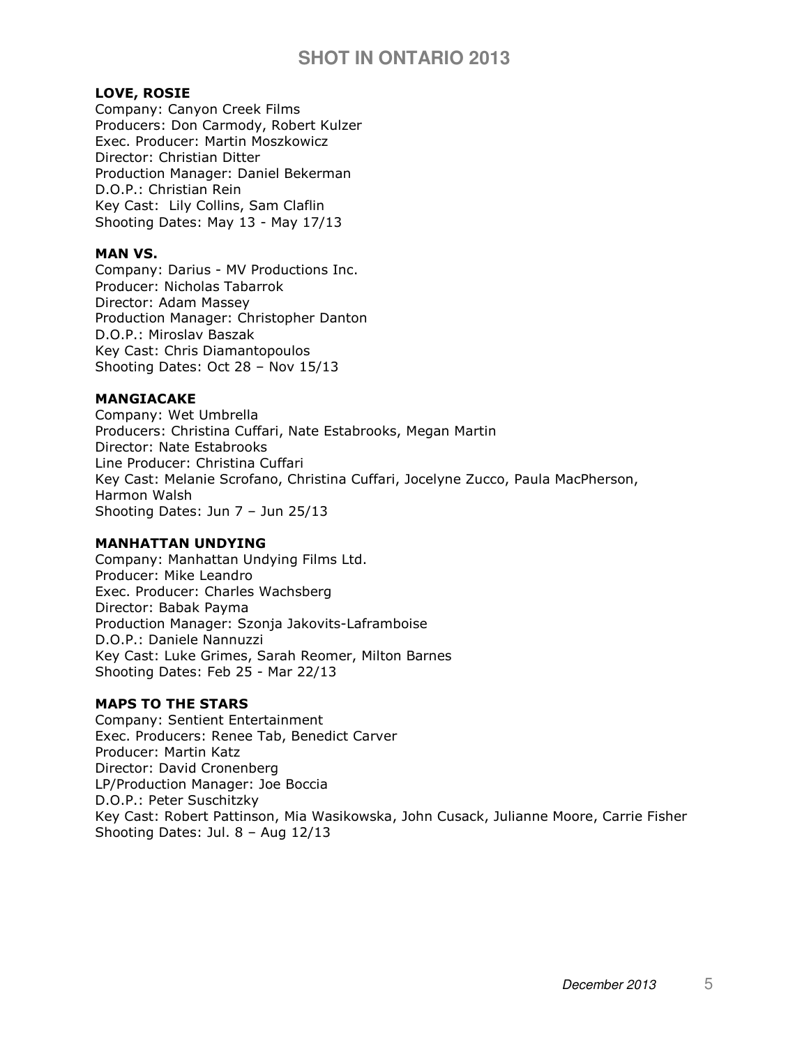## LOVE, ROSIE

Company: Canyon Creek Films
Producers: Don Carmody, Robert Kulzer
Exec. Producer: Martin Moszkowicz
Director: Christian Ditter
Production Manager: Daniel Bekerman
D.O.P.: Christian Rein
Key Cast: Lily Collins, Sam Claflin
Shooting Dates: May 13 - May 17/13

## MAN VS.

Company: Darius - MV Productions Inc.
Producer: Nicholas Tabarrok
Director: Adam Massey
Production Manager: Christopher Danton
D.O.P.: Miroslav Baszak
Key Cast: Chris Diamantopoulos
Shooting Dates: Oct 28 – Nov 15/13

## MANGIACAKE

Company: Wet Umbrella
Producers: Christina Cuffari, Nate Estabrooks, Megan Martin
Director: Nate Estabrooks
Line Producer: Christina Cuffari
Key Cast: Melanie Scrofano, Christina Cuffari, Jocelyne Zucco, Paula MacPherson, Harmon Walsh
Shooting Dates: Jun 7 – Jun 25/13

## MANHATTAN UNDYING

Company: Manhattan Undying Films Ltd.
Producer: Mike Leandro
Exec. Producer: Charles Wachsberg
Director: Babak Payma
Production Manager: Szonja Jakovits-Laframboise
D.O.P.: Daniele Nannuzzi
Key Cast: Luke Grimes, Sarah Reomer, Milton Barnes
Shooting Dates: Feb 25 - Mar 22/13

## MAPS TO THE STARS

Company: Sentient Entertainment
Exec. Producers: Renee Tab, Benedict Carver
Producer: Martin Katz
Director: David Cronenberg
LP/Production Manager: Joe Boccia
D.O.P.: Peter Suschitzky
Key Cast: Robert Pattinson, Mia Wasikowska, John Cusack, Julianne Moore, Carrie Fisher
Shooting Dates: Jul. 8 – Aug 12/13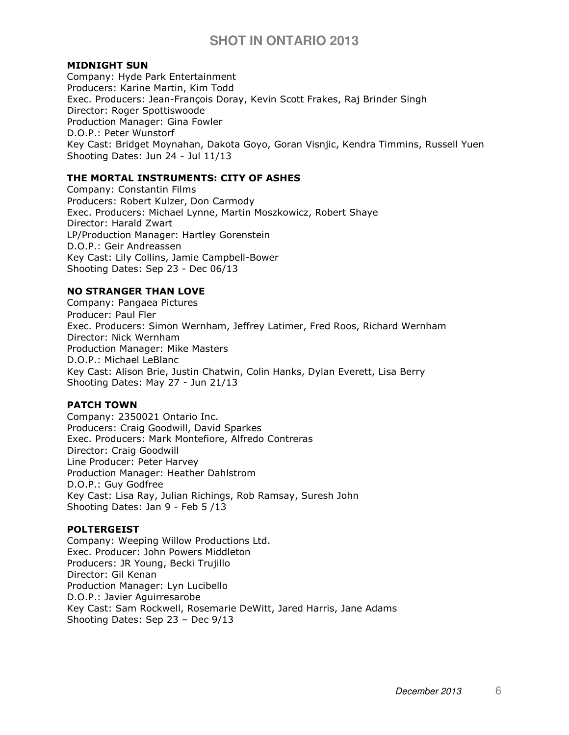**MIDNIGHT SUN**
Company: Hyde Park Entertainment
Producers: Karine Martin, Kim Todd
Exec. Producers: Jean-François Doray, Kevin Scott Frakes, Raj Brinder Singh
Director: Roger Spottiswoode
Production Manager: Gina Fowler
D.O.P.: Peter Wunstorf
Key Cast: Bridget Moynahan, Dakota Goyo, Goran Visnjic, Kendra Timmins, Russell Yuen
Shooting Dates: Jun 24 - Jul 11/13

**THE MORTAL INSTRUMENTS: CITY OF ASHES**
Company: Constantin Films
Producers: Robert Kulzer, Don Carmody
Exec. Producers: Michael Lynne, Martin Moszkowicz, Robert Shaye
Director: Harald Zwart
LP/Production Manager: Hartley Gorenstein
D.O.P.: Geir Andreassen
Key Cast: Lily Collins, Jamie Campbell-Bower
Shooting Dates: Sep 23 - Dec 06/13

**NO STRANGER THAN LOVE**
Company: Pangaea Pictures
Producer: Paul Fler
Exec. Producers: Simon Wernham, Jeffrey Latimer, Fred Roos, Richard Wernham
Director: Nick Wernham
Production Manager: Mike Masters
D.O.P.: Michael LeBlanc
Key Cast: Alison Brie, Justin Chatwin, Colin Hanks, Dylan Everett, Lisa Berry
Shooting Dates: May 27 - Jun 21/13

**PATCH TOWN**
Company: 2350021 Ontario Inc.
Producers: Craig Goodwill, David Sparkes
Exec. Producers: Mark Montefiore, Alfredo Contreras
Director: Craig Goodwill
Line Producer: Peter Harvey
Production Manager: Heather Dahlstrom
D.O.P.: Guy Godfree
Key Cast: Lisa Ray, Julian Richings, Rob Ramsay, Suresh John
Shooting Dates: Jan 9 - Feb 5 /13

**POLTERGEIST**
Company: Weeping Willow Productions Ltd.
Exec. Producer: John Powers Middleton
Producers: JR Young, Becki Trujillo
Director: Gil Kenan
Production Manager: Lyn Lucibello
D.O.P.: Javier Aguirresarobe
Key Cast: Sam Rockwell, Rosemarie DeWitt, Jared Harris, Jane Adams
Shooting Dates: Sep 23 – Dec 9/13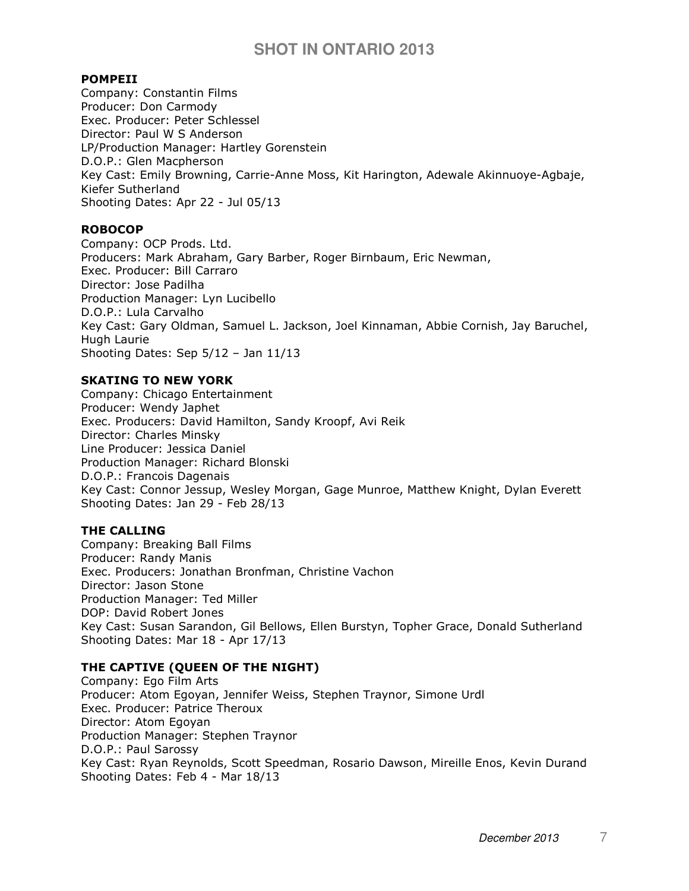**POMPEII**
Company: Constantin Films
Producer: Don Carmody
Exec. Producer: Peter Schlessel
Director: Paul W S Anderson
LP/Production Manager: Hartley Gorenstein
D.O.P.: Glen Macpherson
Key Cast: Emily Browning, Carrie-Anne Moss, Kit Harington, Adewale Akinnuoye-Agbaje, Kiefer Sutherland
Shooting Dates: Apr 22 - Jul 05/13

**ROBOCOP**
Company: OCP Prods. Ltd.
Producers: Mark Abraham, Gary Barber, Roger Birnbaum, Eric Newman,
Exec. Producer: Bill Carraro
Director: Jose Padilha
Production Manager: Lyn Lucibello
D.O.P.: Lula Carvalho
Key Cast: Gary Oldman, Samuel L. Jackson, Joel Kinnaman, Abbie Cornish, Jay Baruchel, Hugh Laurie
Shooting Dates: Sep 5/12 – Jan 11/13

**SKATING TO NEW YORK**
Company: Chicago Entertainment
Producer: Wendy Japhet
Exec. Producers: David Hamilton, Sandy Kroopf, Avi Reik
Director: Charles Minsky
Line Producer: Jessica Daniel
Production Manager: Richard Blonski
D.O.P.: Francois Dagenais
Key Cast: Connor Jessup, Wesley Morgan, Gage Munroe, Matthew Knight, Dylan Everett
Shooting Dates: Jan 29 - Feb 28/13

**THE CALLING**
Company: Breaking Ball Films
Producer: Randy Manis
Exec. Producers: Jonathan Bronfman, Christine Vachon
Director: Jason Stone
Production Manager: Ted Miller
DOP: David Robert Jones
Key Cast: Susan Sarandon, Gil Bellows, Ellen Burstyn, Topher Grace, Donald Sutherland
Shooting Dates: Mar 18 - Apr 17/13

**THE CAPTIVE (QUEEN OF THE NIGHT)**
Company: Ego Film Arts
Producer: Atom Egoyan, Jennifer Weiss, Stephen Traynor, Simone Urdl
Exec. Producer: Patrice Theroux
Director: Atom Egoyan
Production Manager: Stephen Traynor
D.O.P.: Paul Sarossy
Key Cast: Ryan Reynolds, Scott Speedman, Rosario Dawson, Mireille Enos, Kevin Durand
Shooting Dates: Feb 4 - Mar 18/13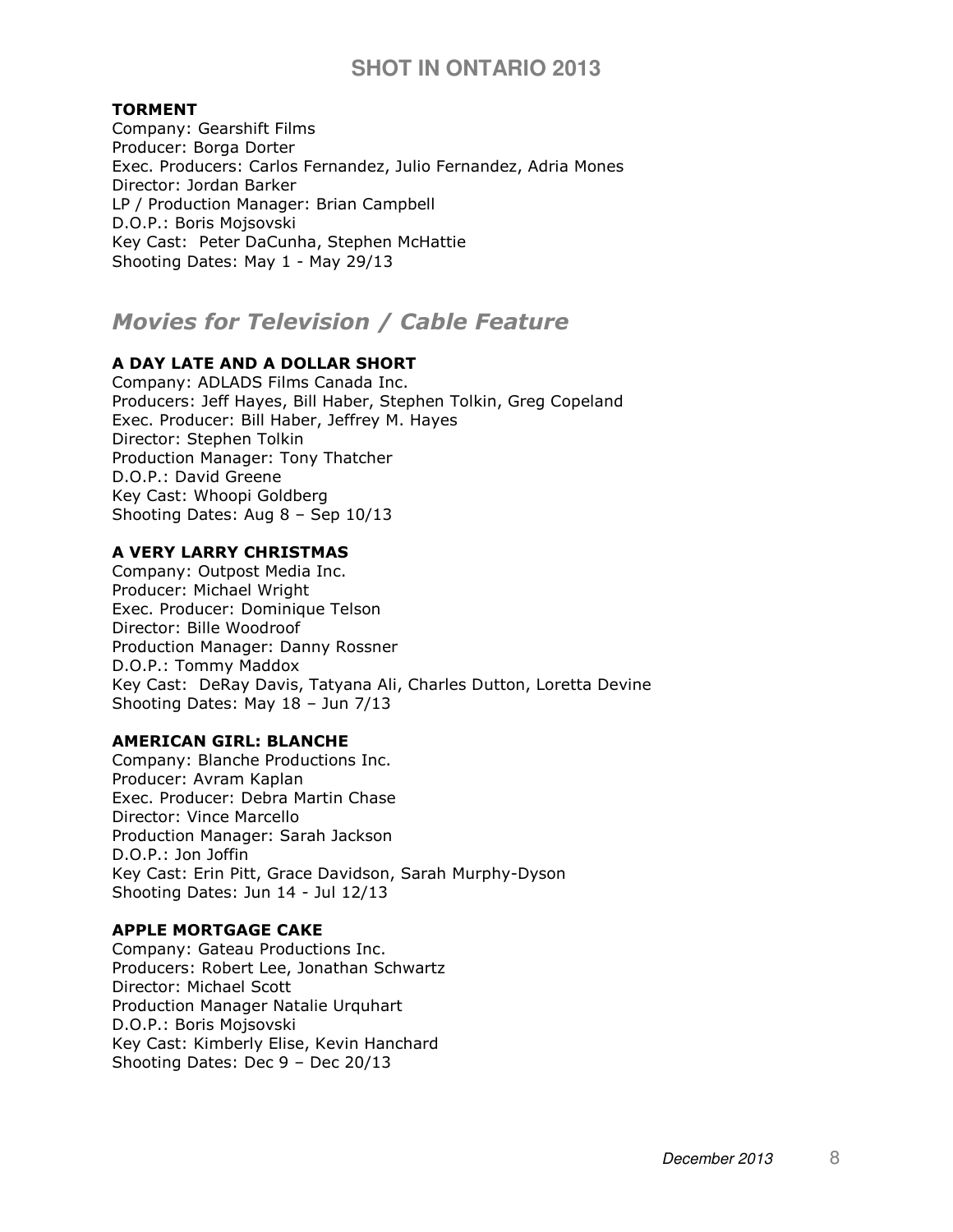**TORMENT**
Company: Gearshift Films
Producer: Borga Dorter
Exec. Producers: Carlos Fernandez, Julio Fernandez, Adria Mones
Director: Jordan Barker
LP / Production Manager: Brian Campbell
D.O.P.: Boris Mojsovski
Key Cast: Peter DaCunha, Stephen McHattie
Shooting Dates: May 1 - May 29/13

## *Movies for Television / Cable Feature*

**A DAY LATE AND A DOLLAR SHORT**
Company: ADLADS Films Canada Inc.
Producers: Jeff Hayes, Bill Haber, Stephen Tolkin, Greg Copeland
Exec. Producer: Bill Haber, Jeffrey M. Hayes
Director: Stephen Tolkin
Production Manager: Tony Thatcher
D.O.P.: David Greene
Key Cast: Whoopi Goldberg
Shooting Dates: Aug 8 – Sep 10/13

**A VERY LARRY CHRISTMAS**
Company: Outpost Media Inc.
Producer: Michael Wright
Exec. Producer: Dominique Telson
Director: Bille Woodroof
Production Manager: Danny Rossner
D.O.P.: Tommy Maddox
Key Cast: DeRay Davis, Tatyana Ali, Charles Dutton, Loretta Devine
Shooting Dates: May 18 – Jun 7/13

**AMERICAN GIRL: BLANCHE**
Company: Blanche Productions Inc.
Producer: Avram Kaplan
Exec. Producer: Debra Martin Chase
Director: Vince Marcello
Production Manager: Sarah Jackson
D.O.P.: Jon Joffin
Key Cast: Erin Pitt, Grace Davidson, Sarah Murphy-Dyson
Shooting Dates: Jun 14 - Jul 12/13

**APPLE MORTGAGE CAKE**
Company: Gateau Productions Inc.
Producers: Robert Lee, Jonathan Schwartz
Director: Michael Scott
Production Manager Natalie Urquhart
D.O.P.: Boris Mojsovski
Key Cast: Kimberly Elise, Kevin Hanchard
Shooting Dates: Dec 9 – Dec 20/13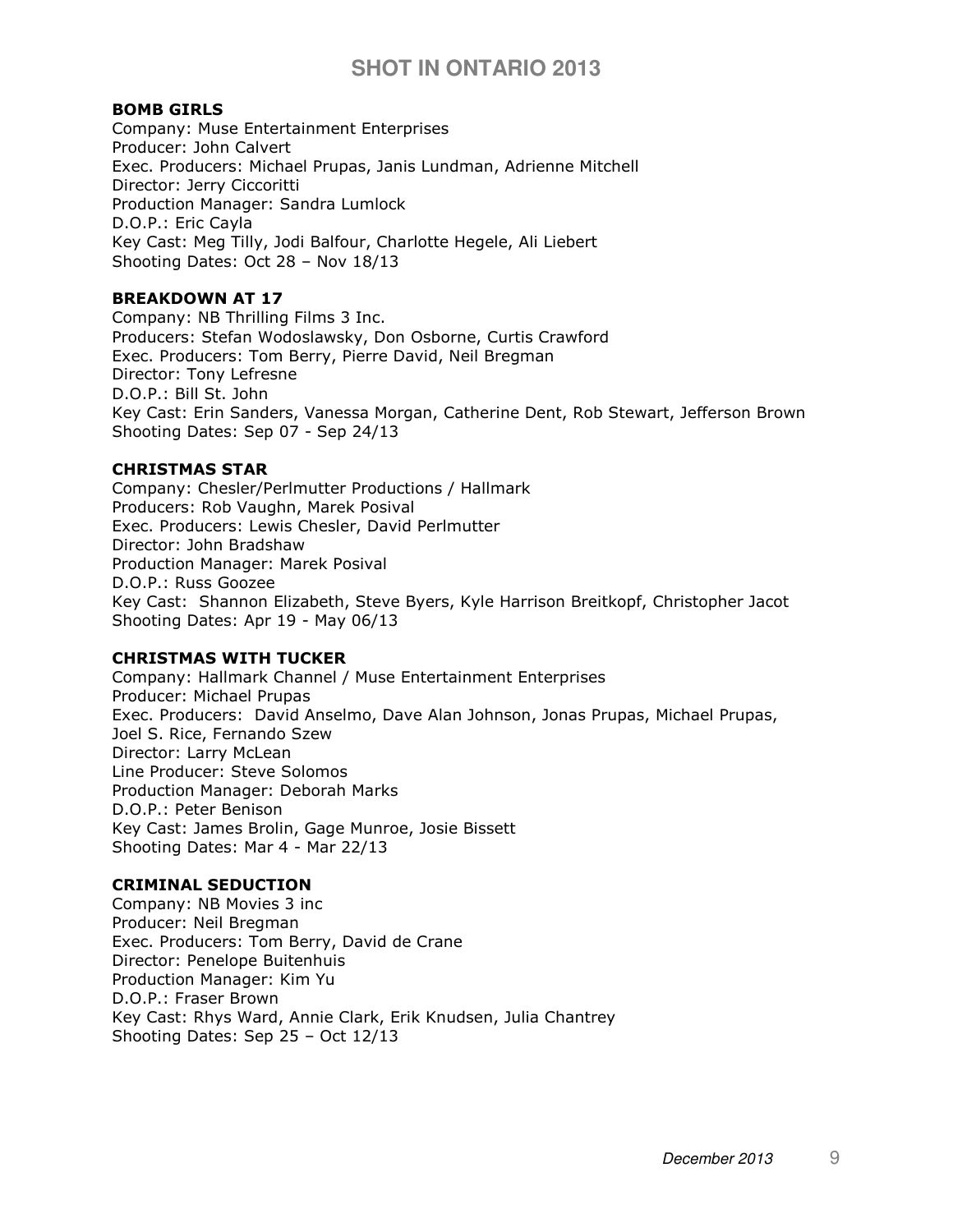# SHOT IN ONTARIO 2013

**BOMB GIRLS**
Company: Muse Entertainment Enterprises
Producer: John Calvert
Exec. Producers: Michael Prupas, Janis Lundman, Adrienne Mitchell
Director: Jerry Ciccoritti
Production Manager: Sandra Lumlock
D.O.P.: Eric Cayla
Key Cast: Meg Tilly, Jodi Balfour, Charlotte Hegele, Ali Liebert
Shooting Dates: Oct 28 – Nov 18/13

**BREAKDOWN AT 17**
Company: NB Thrilling Films 3 Inc.
Producers: Stefan Wodoslawsky, Don Osborne, Curtis Crawford
Exec. Producers: Tom Berry, Pierre David, Neil Bregman
Director: Tony Lefresne
D.O.P.: Bill St. John
Key Cast: Erin Sanders, Vanessa Morgan, Catherine Dent, Rob Stewart, Jefferson Brown
Shooting Dates: Sep 07 - Sep 24/13

**CHRISTMAS STAR**
Company: Chesler/Perlmutter Productions / Hallmark
Producers: Rob Vaughn, Marek Posival
Exec. Producers: Lewis Chesler, David Perlmutter
Director: John Bradshaw
Production Manager: Marek Posival
D.O.P.: Russ Goozee
Key Cast: Shannon Elizabeth, Steve Byers, Kyle Harrison Breitkopf, Christopher Jacot
Shooting Dates: Apr 19 - May 06/13

**CHRISTMAS WITH TUCKER**
Company: Hallmark Channel / Muse Entertainment Enterprises
Producer: Michael Prupas
Exec. Producers: David Anselmo, Dave Alan Johnson, Jonas Prupas, Michael Prupas, Joel S. Rice, Fernando Szew
Director: Larry McLean
Line Producer: Steve Solomos
Production Manager: Deborah Marks
D.O.P.: Peter Benison
Key Cast: James Brolin, Gage Munroe, Josie Bissett
Shooting Dates: Mar 4 - Mar 22/13

**CRIMINAL SEDUCTION**
Company: NB Movies 3 inc
Producer: Neil Bregman
Exec. Producers: Tom Berry, David de Crane
Director: Penelope Buitenhuis
Production Manager: Kim Yu
D.O.P.: Fraser Brown
Key Cast: Rhys Ward, Annie Clark, Erik Knudsen, Julia Chantrey
Shooting Dates: Sep 25 – Oct 12/13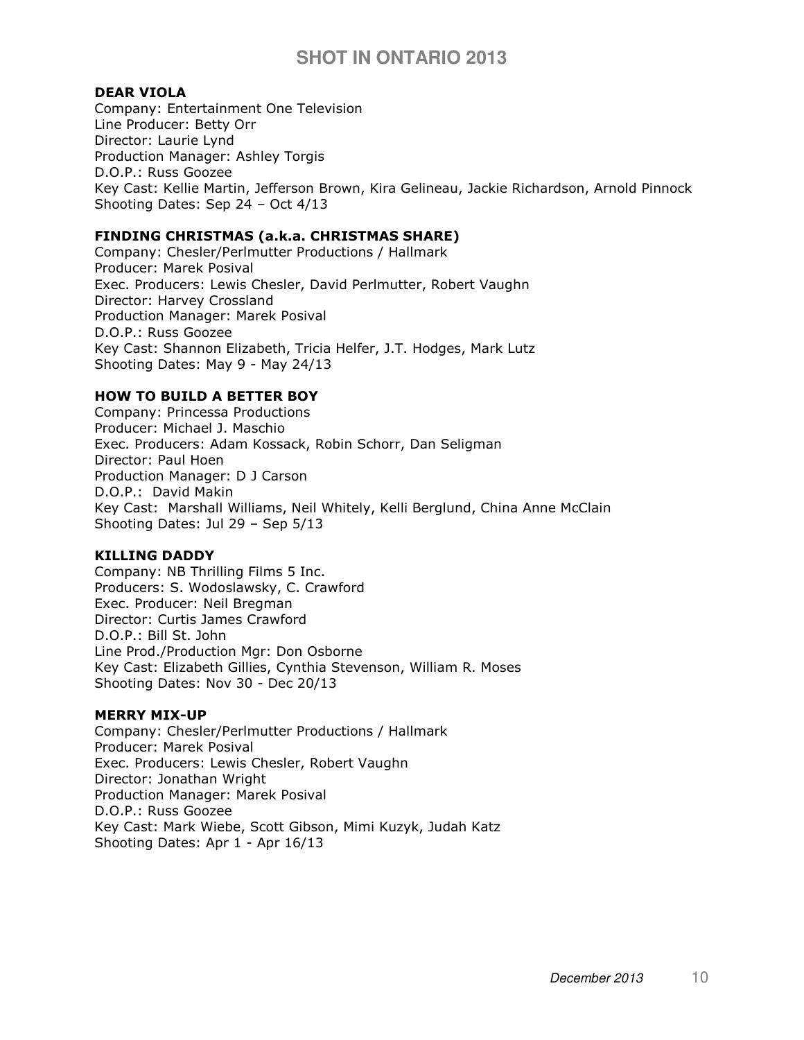# SHOT IN ONTARIO 2013

**DEAR VIOLA**
Company: Entertainment One Television
Line Producer: Betty Orr
Director: Laurie Lynd
Production Manager: Ashley Torgis
D.O.P.: Russ Goozee
Key Cast: Kellie Martin, Jefferson Brown, Kira Gelineau, Jackie Richardson, Arnold Pinnock
Shooting Dates: Sep 24 – Oct 4/13

**FINDING CHRISTMAS (a.k.a. CHRISTMAS SHARE)**
Company: Chesler/Perlmutter Productions / Hallmark
Producer: Marek Posival
Exec. Producers: Lewis Chesler, David Perlmutter, Robert Vaughn
Director: Harvey Crossland
Production Manager: Marek Posival
D.O.P.: Russ Goozee
Key Cast: Shannon Elizabeth, Tricia Helfer, J.T. Hodges, Mark Lutz
Shooting Dates: May 9 - May 24/13

**HOW TO BUILD A BETTER BOY**
Company: Princessa Productions
Producer: Michael J. Maschio
Exec. Producers: Adam Kossack, Robin Schorr, Dan Seligman
Director: Paul Hoen
Production Manager: D J Carson
D.O.P.: David Makin
Key Cast: Marshall Williams, Neil Whitely, Kelli Berglund, China Anne McClain
Shooting Dates: Jul 29 – Sep 5/13

**KILLING DADDY**
Company: NB Thrilling Films 5 Inc.
Producers: S. Wodoslawsky, C. Crawford
Exec. Producer: Neil Bregman
Director: Curtis James Crawford
D.O.P.: Bill St. John
Line Prod./Production Mgr: Don Osborne
Key Cast: Elizabeth Gillies, Cynthia Stevenson, William R. Moses
Shooting Dates: Nov 30 - Dec 20/13

**MERRY MIX-UP**
Company: Chesler/Perlmutter Productions / Hallmark
Producer: Marek Posival
Exec. Producers: Lewis Chesler, Robert Vaughn
Director: Jonathan Wright
Production Manager: Marek Posival
D.O.P.: Russ Goozee
Key Cast: Mark Wiebe, Scott Gibson, Mimi Kuzyk, Judah Katz
Shooting Dates: Apr 1 - Apr 16/13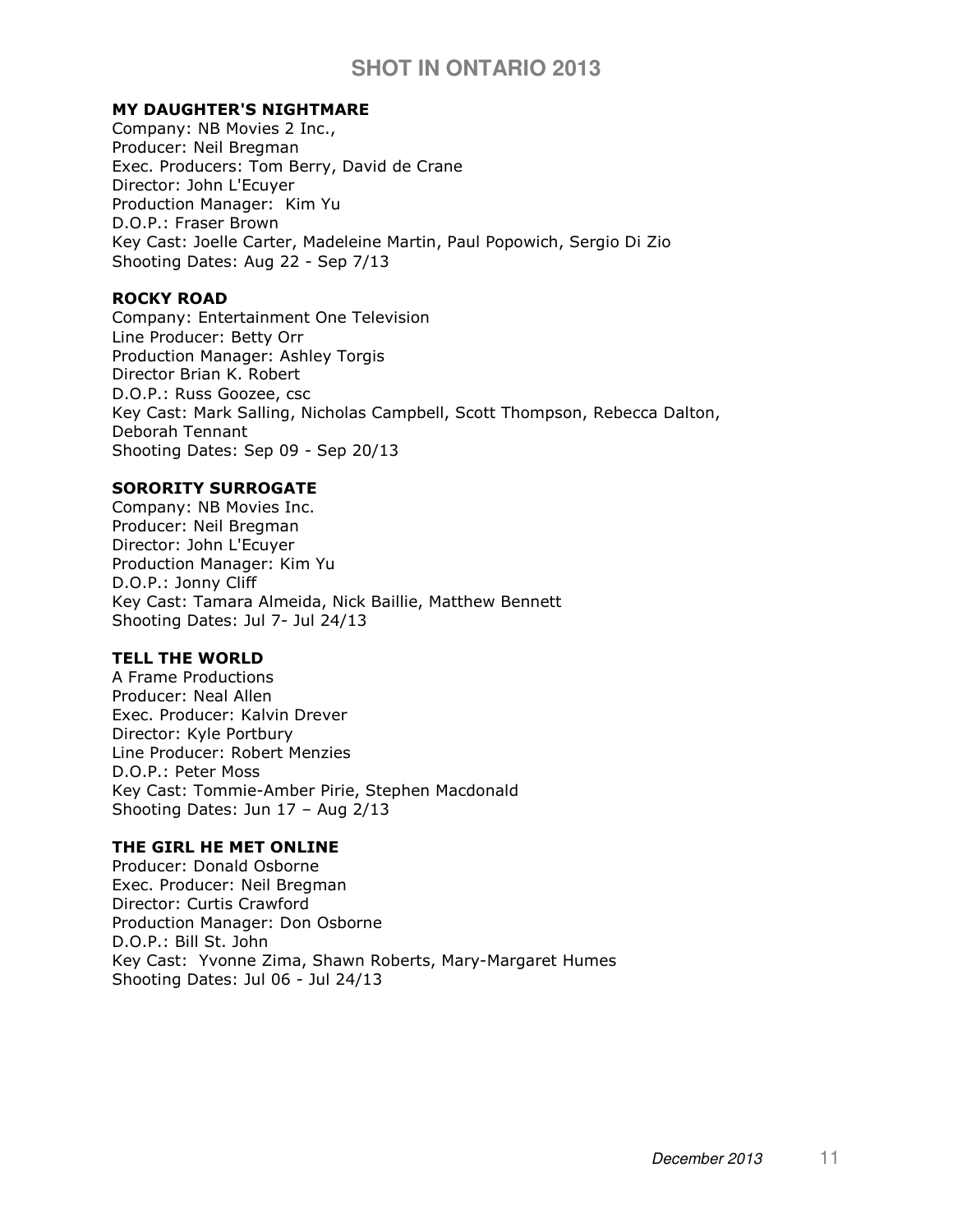# SHOT IN ONTARIO 2013

**MY DAUGHTER'S NIGHTMARE**
Company: NB Movies 2 Inc.,
Producer: Neil Bregman
Exec. Producers: Tom Berry, David de Crane
Director: John L'Ecuyer
Production Manager: Kim Yu
D.O.P.: Fraser Brown
Key Cast: Joelle Carter, Madeleine Martin, Paul Popowich, Sergio Di Zio
Shooting Dates: Aug 22 - Sep 7/13

**ROCKY ROAD**
Company: Entertainment One Television
Line Producer: Betty Orr
Production Manager: Ashley Torgis
Director Brian K. Robert
D.O.P.: Russ Goozee, csc
Key Cast: Mark Salling, Nicholas Campbell, Scott Thompson, Rebecca Dalton, Deborah Tennant
Shooting Dates: Sep 09 - Sep 20/13

**SORORITY SURROGATE**
Company: NB Movies Inc.
Producer: Neil Bregman
Director: John L'Ecuyer
Production Manager: Kim Yu
D.O.P.: Jonny Cliff
Key Cast: Tamara Almeida, Nick Baillie, Matthew Bennett
Shooting Dates: Jul 7- Jul 24/13

**TELL THE WORLD**
A Frame Productions
Producer: Neal Allen
Exec. Producer: Kalvin Drever
Director: Kyle Portbury
Line Producer: Robert Menzies
D.O.P.: Peter Moss
Key Cast: Tommie-Amber Pirie, Stephen Macdonald
Shooting Dates: Jun 17 – Aug 2/13

**THE GIRL HE MET ONLINE**
Producer: Donald Osborne
Exec. Producer: Neil Bregman
Director: Curtis Crawford
Production Manager: Don Osborne
D.O.P.: Bill St. John
Key Cast: Yvonne Zima, Shawn Roberts, Mary-Margaret Humes
Shooting Dates: Jul 06 - Jul 24/13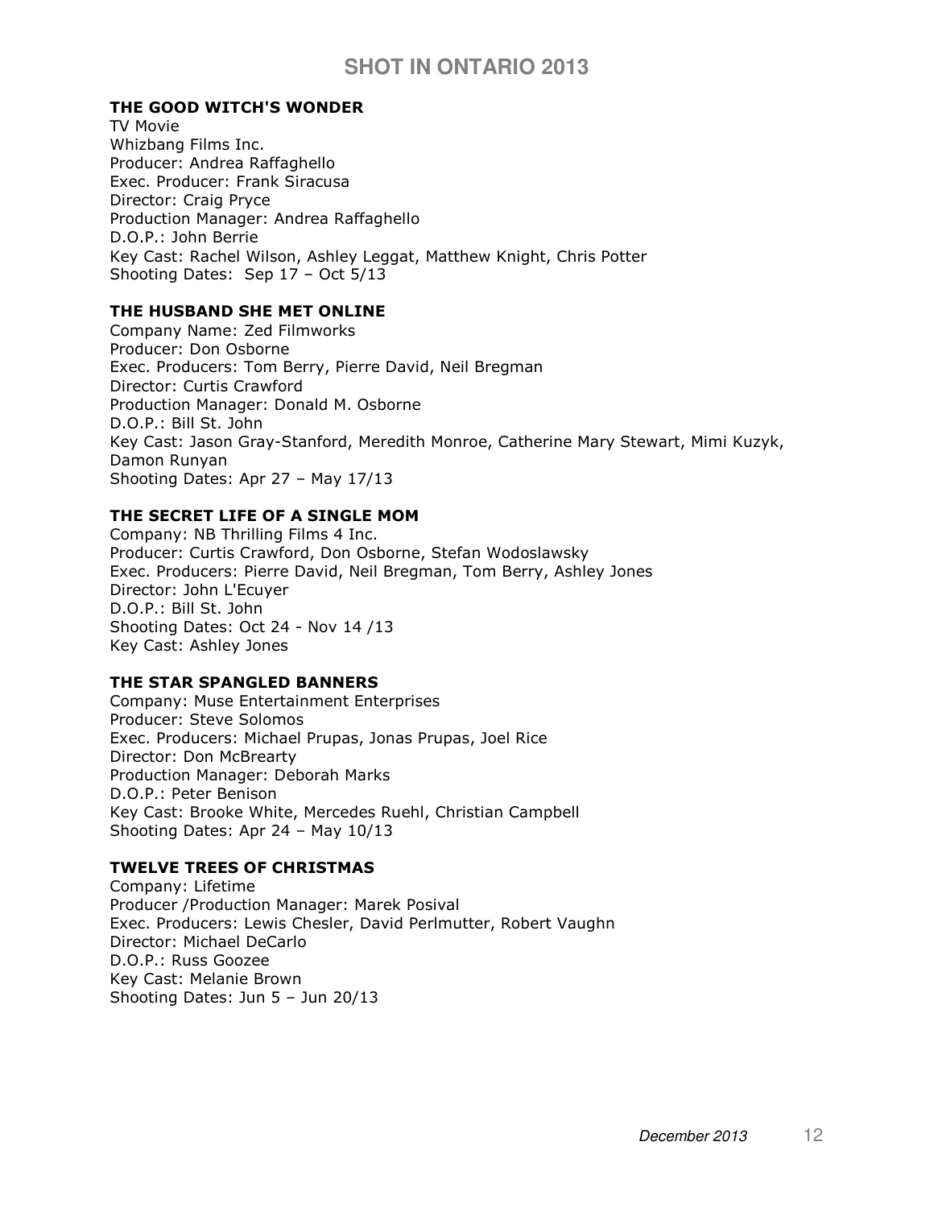# SHOT IN ONTARIO 2013

**THE GOOD WITCH'S WONDER**
TV Movie
Whizbang Films Inc.
Producer: Andrea Raffaghello
Exec. Producer: Frank Siracusa
Director: Craig Pryce
Production Manager: Andrea Raffaghello
D.O.P.: John Berrie
Key Cast: Rachel Wilson, Ashley Leggat, Matthew Knight, Chris Potter
Shooting Dates: Sep 17 – Oct 5/13

**THE HUSBAND SHE MET ONLINE**
Company Name: Zed Filmworks
Producer: Don Osborne
Exec. Producers: Tom Berry, Pierre David, Neil Bregman
Director: Curtis Crawford
Production Manager: Donald M. Osborne
D.O.P.: Bill St. John
Key Cast: Jason Gray-Stanford, Meredith Monroe, Catherine Mary Stewart, Mimi Kuzyk, Damon Runyan
Shooting Dates: Apr 27 – May 17/13

**THE SECRET LIFE OF A SINGLE MOM**
Company: NB Thrilling Films 4 Inc.
Producer: Curtis Crawford, Don Osborne, Stefan Wodoslawsky
Exec. Producers: Pierre David, Neil Bregman, Tom Berry, Ashley Jones
Director: John L'Ecuyer
D.O.P.: Bill St. John
Shooting Dates: Oct 24 - Nov 14 /13
Key Cast: Ashley Jones

**THE STAR SPANGLED BANNERS**
Company: Muse Entertainment Enterprises
Producer: Steve Solomos
Exec. Producers: Michael Prupas, Jonas Prupas, Joel Rice
Director: Don McBrearty
Production Manager: Deborah Marks
D.O.P.: Peter Benison
Key Cast: Brooke White, Mercedes Ruehl, Christian Campbell
Shooting Dates: Apr 24 – May 10/13

**TWELVE TREES OF CHRISTMAS**
Company: Lifetime
Producer /Production Manager: Marek Posival
Exec. Producers: Lewis Chesler, David Perlmutter, Robert Vaughn
Director: Michael DeCarlo
D.O.P.: Russ Goozee
Key Cast: Melanie Brown
Shooting Dates: Jun 5 – Jun 20/13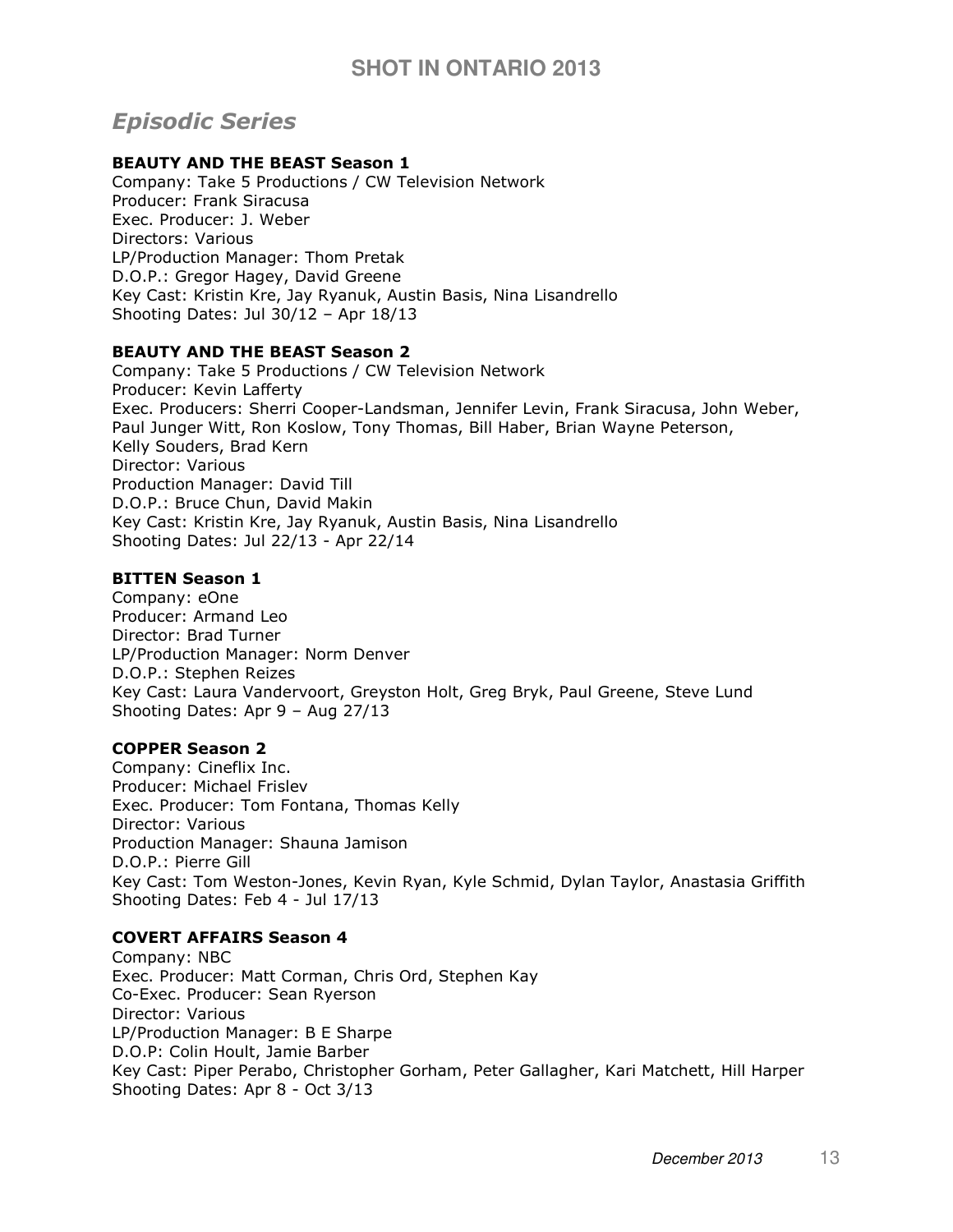## *Episodic Series*

**BEAUTY AND THE BEAST Season 1**
Company: Take 5 Productions / CW Television Network
Producer: Frank Siracusa
Exec. Producer: J. Weber
Directors: Various
LP/Production Manager: Thom Pretak
D.O.P.: Gregor Hagey, David Greene
Key Cast: Kristin Kre, Jay Ryanuk, Austin Basis, Nina Lisandrello
Shooting Dates: Jul 30/12 – Apr 18/13

**BEAUTY AND THE BEAST Season 2**
Company: Take 5 Productions / CW Television Network
Producer: Kevin Lafferty
Exec. Producers: Sherri Cooper-Landsman, Jennifer Levin, Frank Siracusa, John Weber, Paul Junger Witt, Ron Koslow, Tony Thomas, Bill Haber, Brian Wayne Peterson, Kelly Souders, Brad Kern
Director: Various
Production Manager: David Till
D.O.P.: Bruce Chun, David Makin
Key Cast: Kristin Kre, Jay Ryanuk, Austin Basis, Nina Lisandrello
Shooting Dates: Jul 22/13 - Apr 22/14

**BITTEN Season 1**
Company: eOne
Producer: Armand Leo
Director: Brad Turner
LP/Production Manager: Norm Denver
D.O.P.: Stephen Reizes
Key Cast: Laura Vandervoort, Greyston Holt, Greg Bryk, Paul Greene, Steve Lund
Shooting Dates: Apr 9 – Aug 27/13

**COPPER Season 2**
Company: Cineflix Inc.
Producer: Michael Frislev
Exec. Producer: Tom Fontana, Thomas Kelly
Director: Various
Production Manager: Shauna Jamison
D.O.P.: Pierre Gill
Key Cast: Tom Weston-Jones, Kevin Ryan, Kyle Schmid, Dylan Taylor, Anastasia Griffith
Shooting Dates: Feb 4 - Jul 17/13

**COVERT AFFAIRS Season 4**
Company: NBC
Exec. Producer: Matt Corman, Chris Ord, Stephen Kay
Co-Exec. Producer: Sean Ryerson
Director: Various
LP/Production Manager: B E Sharpe
D.O.P: Colin Hoult, Jamie Barber
Key Cast: Piper Perabo, Christopher Gorham, Peter Gallagher, Kari Matchett, Hill Harper
Shooting Dates: Apr 8 - Oct 3/13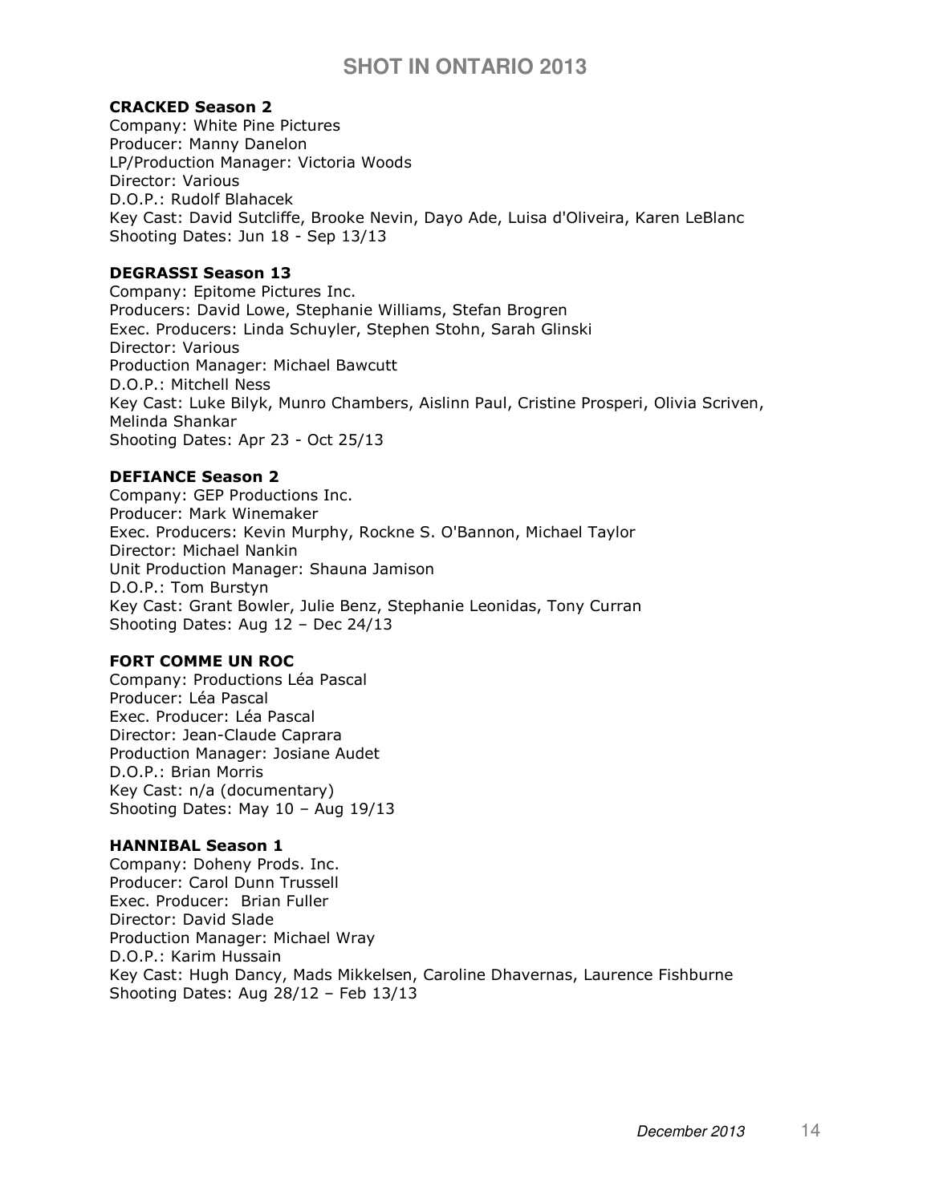# SHOT IN ONTARIO 2013

**CRACKED Season 2**
Company: White Pine Pictures
Producer: Manny Danelon
LP/Production Manager: Victoria Woods
Director: Various
D.O.P.: Rudolf Blahacek
Key Cast: David Sutcliffe, Brooke Nevin, Dayo Ade, Luisa d'Oliveira, Karen LeBlanc
Shooting Dates: Jun 18 - Sep 13/13

**DEGRASSI Season 13**
Company: Epitome Pictures Inc.
Producers: David Lowe, Stephanie Williams, Stefan Brogren
Exec. Producers: Linda Schuyler, Stephen Stohn, Sarah Glinski
Director: Various
Production Manager: Michael Bawcutt
D.O.P.: Mitchell Ness
Key Cast: Luke Bilyk, Munro Chambers, Aislinn Paul, Cristine Prosperi, Olivia Scriven, Melinda Shankar
Shooting Dates: Apr 23 - Oct 25/13

**DEFIANCE Season 2**
Company: GEP Productions Inc.
Producer: Mark Winemaker
Exec. Producers: Kevin Murphy, Rockne S. O'Bannon, Michael Taylor
Director: Michael Nankin
Unit Production Manager: Shauna Jamison
D.O.P.: Tom Burstyn
Key Cast: Grant Bowler, Julie Benz, Stephanie Leonidas, Tony Curran
Shooting Dates: Aug 12 – Dec 24/13

**FORT COMME UN ROC**
Company: Productions Léa Pascal
Producer: Léa Pascal
Exec. Producer: Léa Pascal
Director: Jean-Claude Caprara
Production Manager: Josiane Audet
D.O.P.: Brian Morris
Key Cast: n/a (documentary)
Shooting Dates: May 10 – Aug 19/13

**HANNIBAL Season 1**
Company: Doheny Prods. Inc.
Producer: Carol Dunn Trussell
Exec. Producer: Brian Fuller
Director: David Slade
Production Manager: Michael Wray
D.O.P.: Karim Hussain
Key Cast: Hugh Dancy, Mads Mikkelsen, Caroline Dhavernas, Laurence Fishburne
Shooting Dates: Aug 28/12 – Feb 13/13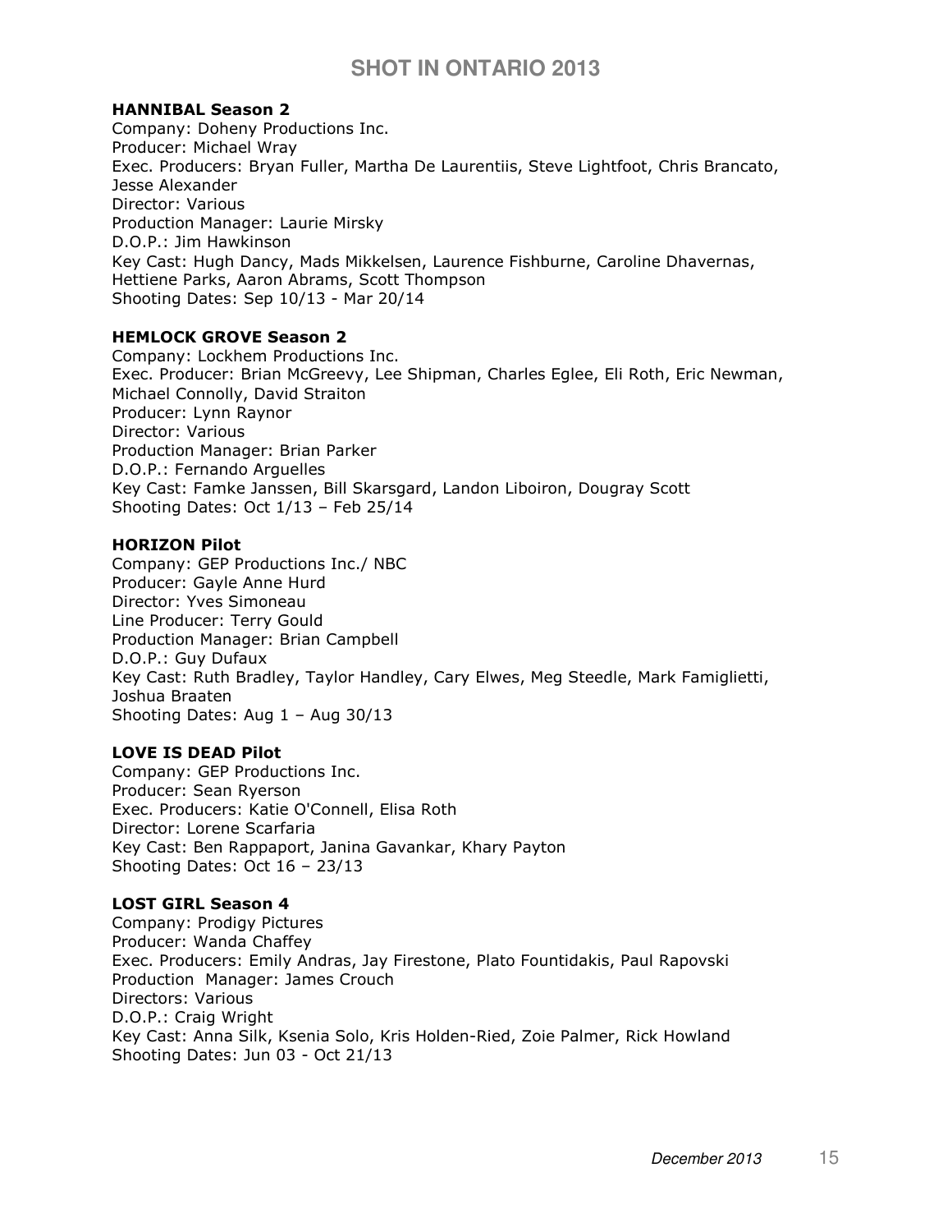# SHOT IN ONTARIO 2013

**HANNIBAL Season 2**
Company: Doheny Productions Inc.
Producer: Michael Wray
Exec. Producers: Bryan Fuller, Martha De Laurentiis, Steve Lightfoot, Chris Brancato, Jesse Alexander
Director: Various
Production Manager: Laurie Mirsky
D.O.P.: Jim Hawkinson
Key Cast: Hugh Dancy, Mads Mikkelsen, Laurence Fishburne, Caroline Dhavernas, Hettiene Parks, Aaron Abrams, Scott Thompson
Shooting Dates: Sep 10/13 - Mar 20/14

**HEMLOCK GROVE Season 2**
Company: Lockhem Productions Inc.
Exec. Producer: Brian McGreevy, Lee Shipman, Charles Eglee, Eli Roth, Eric Newman, Michael Connolly, David Straiton
Producer: Lynn Raynor
Director: Various
Production Manager: Brian Parker
D.O.P.: Fernando Arguelles
Key Cast: Famke Janssen, Bill Skarsgard, Landon Liboiron, Dougray Scott
Shooting Dates: Oct 1/13 – Feb 25/14

**HORIZON Pilot**
Company: GEP Productions Inc./ NBC
Producer: Gayle Anne Hurd
Director: Yves Simoneau
Line Producer: Terry Gould
Production Manager: Brian Campbell
D.O.P.: Guy Dufaux
Key Cast: Ruth Bradley, Taylor Handley, Cary Elwes, Meg Steedle, Mark Famiglietti, Joshua Braaten
Shooting Dates: Aug 1 – Aug 30/13

**LOVE IS DEAD Pilot**
Company: GEP Productions Inc.
Producer: Sean Ryerson
Exec. Producers: Katie O'Connell, Elisa Roth
Director: Lorene Scarfaria
Key Cast: Ben Rappaport, Janina Gavankar, Khary Payton
Shooting Dates: Oct 16 – 23/13

**LOST GIRL Season 4**
Company: Prodigy Pictures
Producer: Wanda Chaffey
Exec. Producers: Emily Andras, Jay Firestone, Plato Fountidakis, Paul Rapovski
Production Manager: James Crouch
Directors: Various
D.O.P.: Craig Wright
Key Cast: Anna Silk, Ksenia Solo, Kris Holden-Ried, Zoie Palmer, Rick Howland
Shooting Dates: Jun 03 - Oct 21/13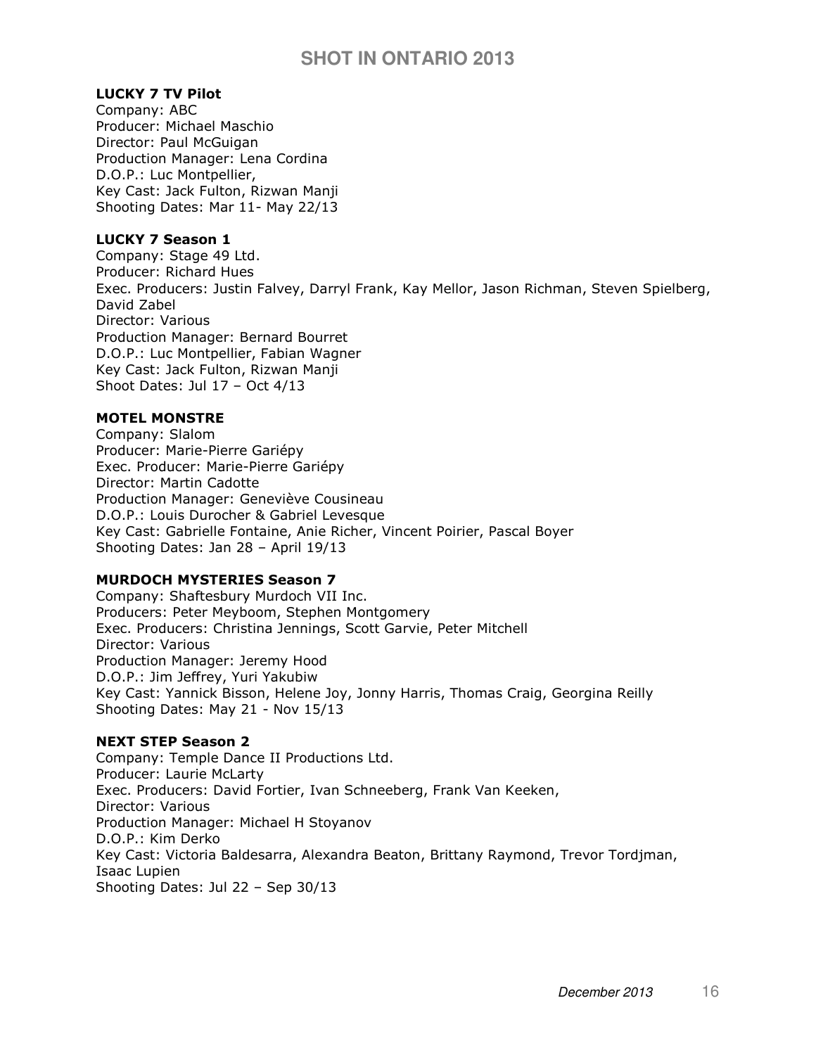**LUCKY 7 TV Pilot**
Company: ABC
Producer: Michael Maschio
Director: Paul McGuigan
Production Manager: Lena Cordina
D.O.P.: Luc Montpellier,
Key Cast: Jack Fulton, Rizwan Manji
Shooting Dates: Mar 11- May 22/13

**LUCKY 7 Season 1**
Company: Stage 49 Ltd.
Producer: Richard Hues
Exec. Producers: Justin Falvey, Darryl Frank, Kay Mellor, Jason Richman, Steven Spielberg, David Zabel
Director: Various
Production Manager: Bernard Bourret
D.O.P.: Luc Montpellier, Fabian Wagner
Key Cast: Jack Fulton, Rizwan Manji
Shoot Dates: Jul 17 – Oct 4/13

**MOTEL MONSTRE**
Company: Slalom
Producer: Marie-Pierre Gariépy
Exec. Producer: Marie-Pierre Gariépy
Director: Martin Cadotte
Production Manager: Geneviève Cousineau
D.O.P.: Louis Durocher & Gabriel Levesque
Key Cast: Gabrielle Fontaine, Anie Richer, Vincent Poirier, Pascal Boyer
Shooting Dates: Jan 28 – April 19/13

**MURDOCH MYSTERIES Season 7**
Company: Shaftesbury Murdoch VII Inc.
Producers: Peter Meyboom, Stephen Montgomery
Exec. Producers: Christina Jennings, Scott Garvie, Peter Mitchell
Director: Various
Production Manager: Jeremy Hood
D.O.P.: Jim Jeffrey, Yuri Yakubiw
Key Cast: Yannick Bisson, Helene Joy, Jonny Harris, Thomas Craig, Georgina Reilly
Shooting Dates: May 21 - Nov 15/13

**NEXT STEP Season 2**
Company: Temple Dance II Productions Ltd.
Producer: Laurie McLarty
Exec. Producers: David Fortier, Ivan Schneeberg, Frank Van Keeken,
Director: Various
Production Manager: Michael H Stoyanov
D.O.P.: Kim Derko
Key Cast: Victoria Baldesarra, Alexandra Beaton, Brittany Raymond, Trevor Tordjman, Isaac Lupien
Shooting Dates: Jul 22 – Sep 30/13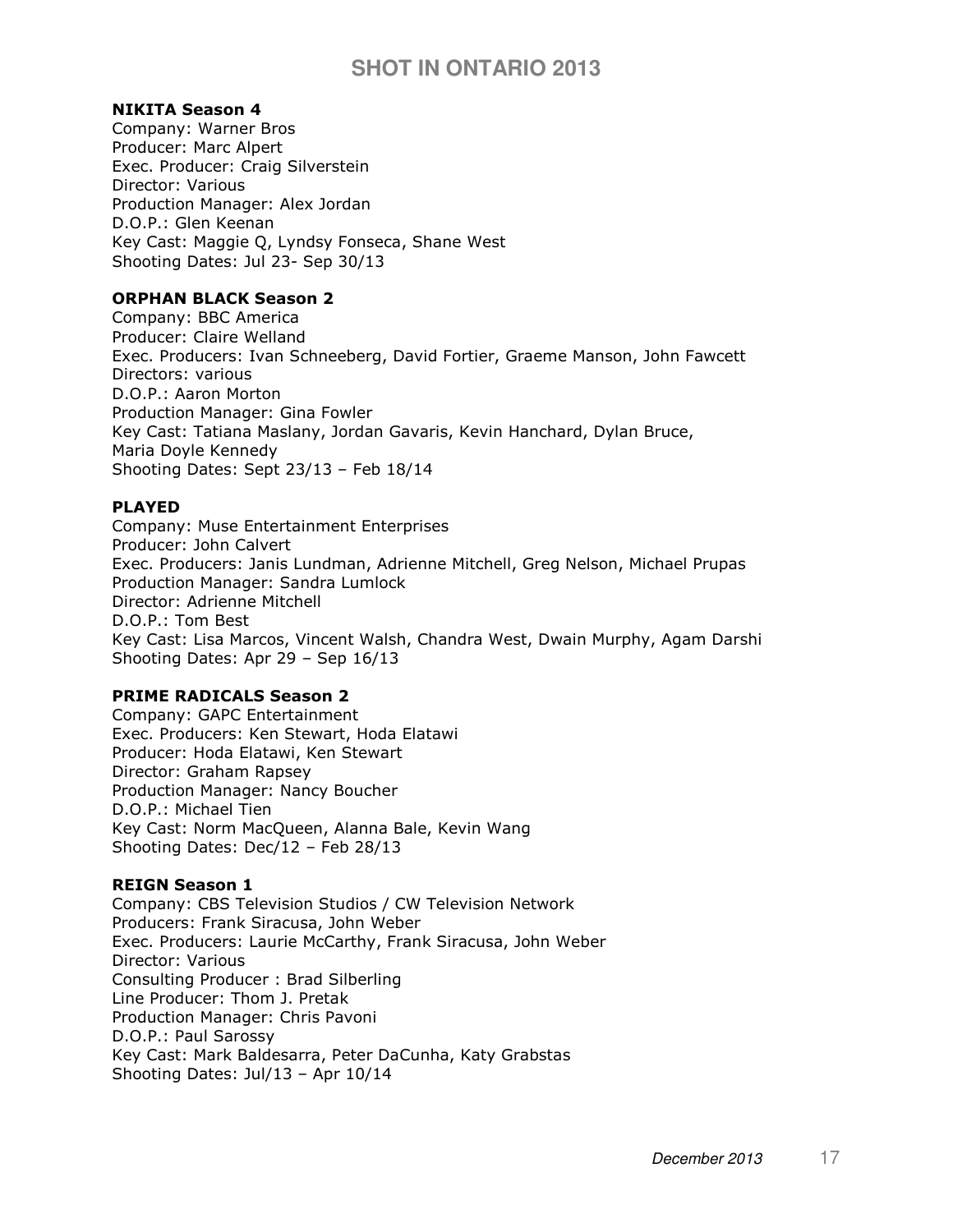# SHOT IN ONTARIO 2013

**NIKITA Season 4**
Company: Warner Bros
Producer: Marc Alpert
Exec. Producer: Craig Silverstein
Director: Various
Production Manager: Alex Jordan
D.O.P.: Glen Keenan
Key Cast: Maggie Q, Lyndsy Fonseca, Shane West
Shooting Dates: Jul 23- Sep 30/13

**ORPHAN BLACK Season 2**
Company: BBC America
Producer: Claire Welland
Exec. Producers: Ivan Schneeberg, David Fortier, Graeme Manson, John Fawcett
Directors: various
D.O.P.: Aaron Morton
Production Manager: Gina Fowler
Key Cast: Tatiana Maslany, Jordan Gavaris, Kevin Hanchard, Dylan Bruce, Maria Doyle Kennedy
Shooting Dates: Sept 23/13 – Feb 18/14

**PLAYED**
Company: Muse Entertainment Enterprises
Producer: John Calvert
Exec. Producers: Janis Lundman, Adrienne Mitchell, Greg Nelson, Michael Prupas
Production Manager: Sandra Lumlock
Director: Adrienne Mitchell
D.O.P.: Tom Best
Key Cast: Lisa Marcos, Vincent Walsh, Chandra West, Dwain Murphy, Agam Darshi
Shooting Dates: Apr 29 – Sep 16/13

**PRIME RADICALS Season 2**
Company: GAPC Entertainment
Exec. Producers: Ken Stewart, Hoda Elatawi
Producer: Hoda Elatawi, Ken Stewart
Director: Graham Rapsey
Production Manager: Nancy Boucher
D.O.P.: Michael Tien
Key Cast: Norm MacQueen, Alanna Bale, Kevin Wang
Shooting Dates: Dec/12 – Feb 28/13

**REIGN Season 1**
Company: CBS Television Studios / CW Television Network
Producers: Frank Siracusa, John Weber
Exec. Producers: Laurie McCarthy, Frank Siracusa, John Weber
Director: Various
Consulting Producer : Brad Silberling
Line Producer: Thom J. Pretak
Production Manager: Chris Pavoni
D.O.P.: Paul Sarossy
Key Cast: Mark Baldesarra, Peter DaCunha, Katy Grabstas
Shooting Dates: Jul/13 – Apr 10/14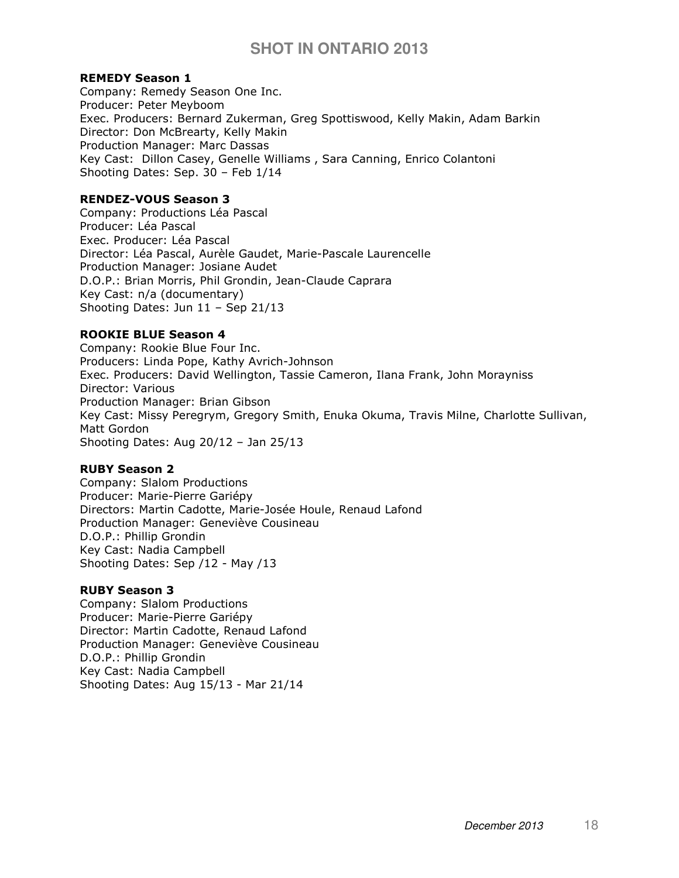**REMEDY Season 1**
Company: Remedy Season One Inc.
Producer: Peter Meyboom
Exec. Producers: Bernard Zukerman, Greg Spottiswood, Kelly Makin, Adam Barkin
Director: Don McBrearty, Kelly Makin
Production Manager: Marc Dassas
Key Cast: Dillon Casey, Genelle Williams , Sara Canning, Enrico Colantoni
Shooting Dates: Sep. 30 – Feb 1/14

**RENDEZ-VOUS Season 3**
Company: Productions Léa Pascal
Producer: Léa Pascal
Exec. Producer: Léa Pascal
Director: Léa Pascal, Aurèle Gaudet, Marie-Pascale Laurencelle
Production Manager: Josiane Audet
D.O.P.: Brian Morris, Phil Grondin, Jean-Claude Caprara
Key Cast: n/a (documentary)
Shooting Dates: Jun 11 – Sep 21/13

**ROOKIE BLUE Season 4**
Company: Rookie Blue Four Inc.
Producers: Linda Pope, Kathy Avrich-Johnson
Exec. Producers: David Wellington, Tassie Cameron, Ilana Frank, John Morayniss
Director: Various
Production Manager: Brian Gibson
Key Cast: Missy Peregrym, Gregory Smith, Enuka Okuma, Travis Milne, Charlotte Sullivan, Matt Gordon
Shooting Dates: Aug 20/12 – Jan 25/13

**RUBY Season 2**
Company: Slalom Productions
Producer: Marie-Pierre Gariépy
Directors: Martin Cadotte, Marie-Josée Houle, Renaud Lafond
Production Manager: Geneviève Cousineau
D.O.P.: Phillip Grondin
Key Cast: Nadia Campbell
Shooting Dates: Sep /12 - May /13

**RUBY Season 3**
Company: Slalom Productions
Producer: Marie-Pierre Gariépy
Director: Martin Cadotte, Renaud Lafond
Production Manager: Geneviève Cousineau
D.O.P.: Phillip Grondin
Key Cast: Nadia Campbell
Shooting Dates: Aug 15/13 - Mar 21/14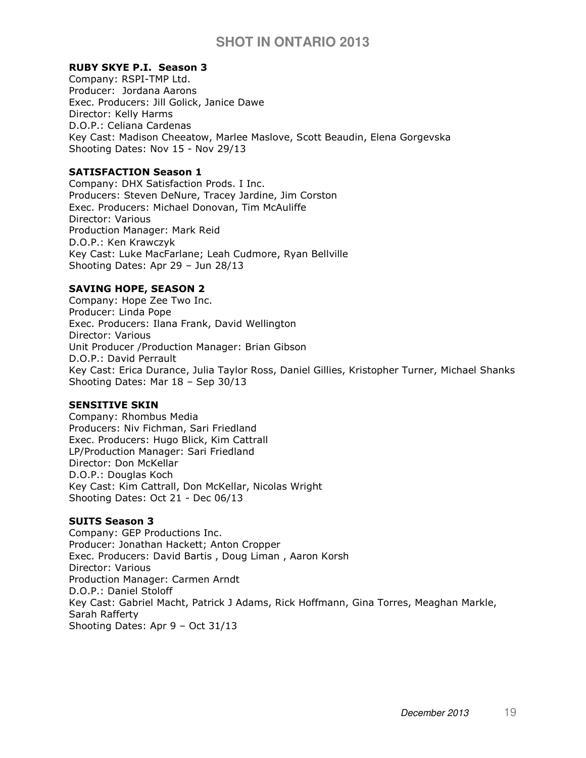**RUBY SKYE P.I. Season 3**
Company: RSPI-TMP Ltd.
Producer: Jordana Aarons
Exec. Producers: Jill Golick, Janice Dawe
Director: Kelly Harms
D.O.P.: Celiana Cardenas
Key Cast: Madison Cheeatow, Marlee Maslove, Scott Beaudin, Elena Gorgevska
Shooting Dates: Nov 15 - Nov 29/13

**SATISFACTION Season 1**
Company: DHX Satisfaction Prods. I Inc.
Producers: Steven DeNure, Tracey Jardine, Jim Corston
Exec. Producers: Michael Donovan, Tim McAuliffe
Director: Various
Production Manager: Mark Reid
D.O.P.: Ken Krawczyk
Key Cast: Luke MacFarlane; Leah Cudmore, Ryan Bellville
Shooting Dates: Apr 29 – Jun 28/13

**SAVING HOPE, SEASON 2**
Company: Hope Zee Two Inc.
Producer: Linda Pope
Exec. Producers: Ilana Frank, David Wellington
Director: Various
Unit Producer /Production Manager: Brian Gibson
D.O.P.: David Perrault
Key Cast: Erica Durance, Julia Taylor Ross, Daniel Gillies, Kristopher Turner, Michael Shanks
Shooting Dates: Mar 18 – Sep 30/13

**SENSITIVE SKIN**
Company: Rhombus Media
Producers: Niv Fichman, Sari Friedland
Exec. Producers: Hugo Blick, Kim Cattrall
LP/Production Manager: Sari Friedland
Director: Don McKellar
D.O.P.: Douglas Koch
Key Cast: Kim Cattrall, Don McKellar, Nicolas Wright
Shooting Dates: Oct 21 - Dec 06/13

**SUITS Season 3**
Company: GEP Productions Inc.
Producer: Jonathan Hackett; Anton Cropper
Exec. Producers: David Bartis , Doug Liman , Aaron Korsh
Director: Various
Production Manager: Carmen Arndt
D.O.P.: Daniel Stoloff
Key Cast: Gabriel Macht, Patrick J Adams, Rick Hoffmann, Gina Torres, Meaghan Markle, Sarah Rafferty
Shooting Dates: Apr 9 – Oct 31/13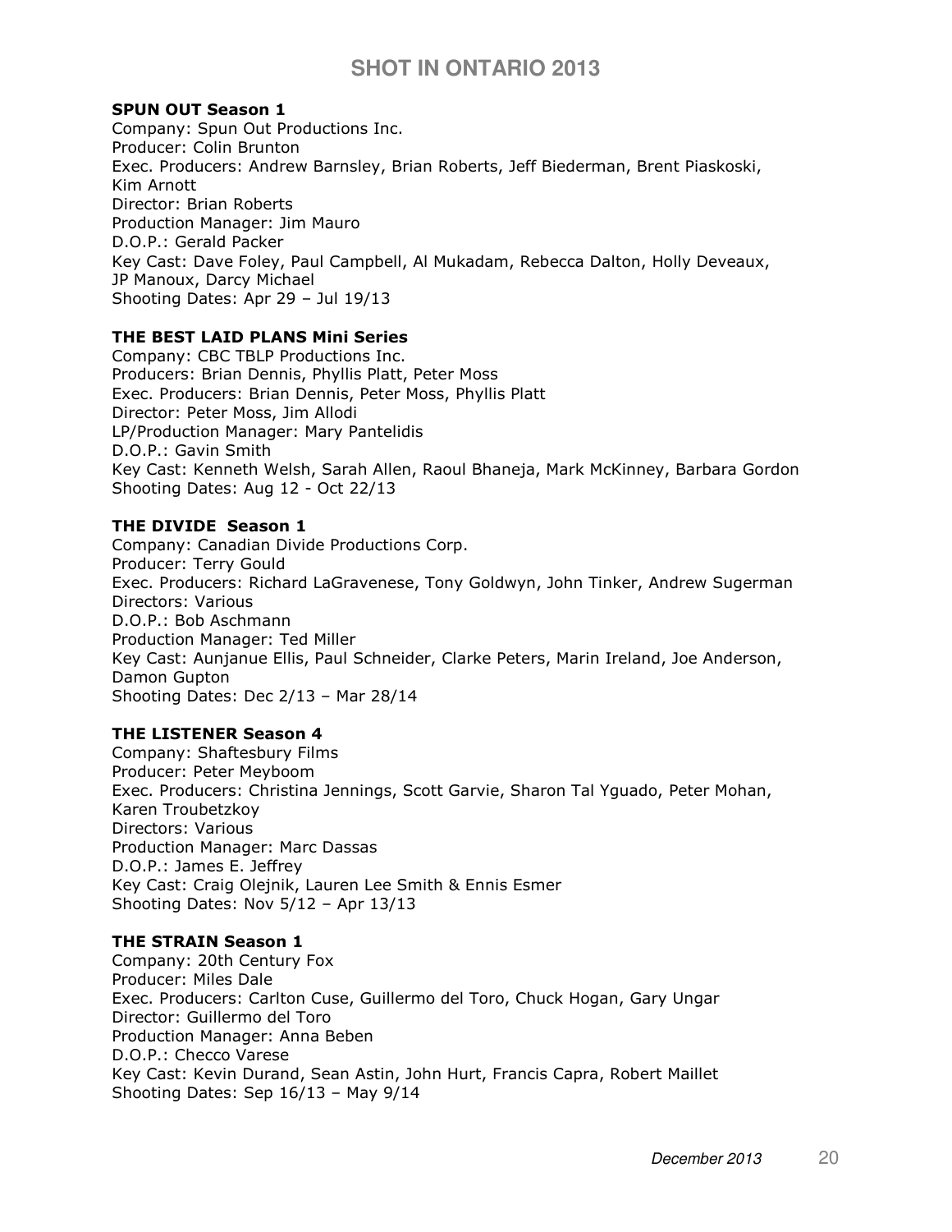# SHOT IN ONTARIO 2013

**SPUN OUT Season 1**
Company: Spun Out Productions Inc.
Producer: Colin Brunton
Exec. Producers: Andrew Barnsley, Brian Roberts, Jeff Biederman, Brent Piaskoski, Kim Arnott
Director: Brian Roberts
Production Manager: Jim Mauro
D.O.P.: Gerald Packer
Key Cast: Dave Foley, Paul Campbell, Al Mukadam, Rebecca Dalton, Holly Deveaux, JP Manoux, Darcy Michael
Shooting Dates: Apr 29 – Jul 19/13

**THE BEST LAID PLANS Mini Series**
Company: CBC TBLP Productions Inc.
Producers: Brian Dennis, Phyllis Platt, Peter Moss
Exec. Producers: Brian Dennis, Peter Moss, Phyllis Platt
Director: Peter Moss, Jim Allodi
LP/Production Manager: Mary Pantelidis
D.O.P.: Gavin Smith
Key Cast: Kenneth Welsh, Sarah Allen, Raoul Bhaneja, Mark McKinney, Barbara Gordon
Shooting Dates: Aug 12 - Oct 22/13

**THE DIVIDE Season 1**
Company: Canadian Divide Productions Corp.
Producer: Terry Gould
Exec. Producers: Richard LaGravenese, Tony Goldwyn, John Tinker, Andrew Sugerman
Directors: Various
D.O.P.: Bob Aschmann
Production Manager: Ted Miller
Key Cast: Aunjanue Ellis, Paul Schneider, Clarke Peters, Marin Ireland, Joe Anderson, Damon Gupton
Shooting Dates: Dec 2/13 – Mar 28/14

**THE LISTENER Season 4**
Company: Shaftesbury Films
Producer: Peter Meyboom
Exec. Producers: Christina Jennings, Scott Garvie, Sharon Tal Yguado, Peter Mohan, Karen Troubetzkoy
Directors: Various
Production Manager: Marc Dassas
D.O.P.: James E. Jeffrey
Key Cast: Craig Olejnik, Lauren Lee Smith & Ennis Esmer
Shooting Dates: Nov 5/12 – Apr 13/13

**THE STRAIN Season 1**
Company: 20th Century Fox
Producer: Miles Dale
Exec. Producers: Carlton Cuse, Guillermo del Toro, Chuck Hogan, Gary Ungar
Director: Guillermo del Toro
Production Manager: Anna Beben
D.O.P.: Checco Varese
Key Cast: Kevin Durand, Sean Astin, John Hurt, Francis Capra, Robert Maillet
Shooting Dates: Sep 16/13 – May 9/14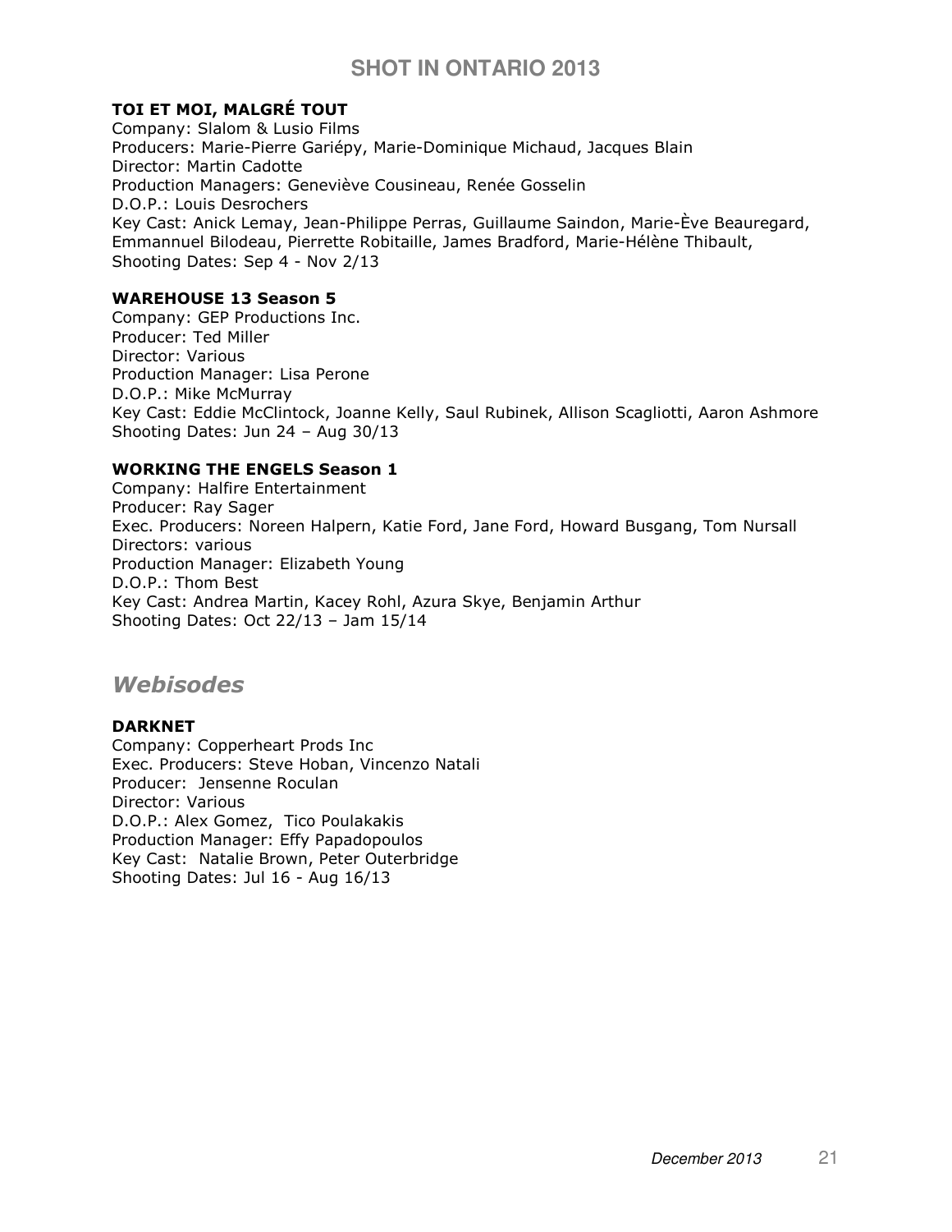### TOI ET MOI, MALGRÉ TOUT

Company: Slalom & Lusio Films
Producers: Marie-Pierre Gariépy, Marie-Dominique Michaud, Jacques Blain
Director: Martin Cadotte
Production Managers: Geneviève Cousineau, Renée Gosselin
D.O.P.: Louis Desrochers
Key Cast: Anick Lemay, Jean-Philippe Perras, Guillaume Saindon, Marie-Ève Beauregard, Emmannuel Bilodeau, Pierrette Robitaille, James Bradford, Marie-Hélène Thibault,
Shooting Dates: Sep 4 - Nov 2/13

### WAREHOUSE 13 Season 5

Company: GEP Productions Inc.
Producer: Ted Miller
Director: Various
Production Manager: Lisa Perone
D.O.P.: Mike McMurray
Key Cast: Eddie McClintock, Joanne Kelly, Saul Rubinek, Allison Scagliotti, Aaron Ashmore
Shooting Dates: Jun 24 – Aug 30/13

### WORKING THE ENGELS Season 1

Company: Halfire Entertainment
Producer: Ray Sager
Exec. Producers: Noreen Halpern, Katie Ford, Jane Ford, Howard Busgang, Tom Nursall
Directors: various
Production Manager: Elizabeth Young
D.O.P.: Thom Best
Key Cast: Andrea Martin, Kacey Rohl, Azura Skye, Benjamin Arthur
Shooting Dates: Oct 22/13 – Jam 15/14

## *Webisodes*

### DARKNET

Company: Copperheart Prods Inc
Exec. Producers: Steve Hoban, Vincenzo Natali
Producer: Jensenne Roculan
Director: Various
D.O.P.: Alex Gomez, Tico Poulakakis
Production Manager: Effy Papadopoulos
Key Cast: Natalie Brown, Peter Outerbridge
Shooting Dates: Jul 16 - Aug 16/13